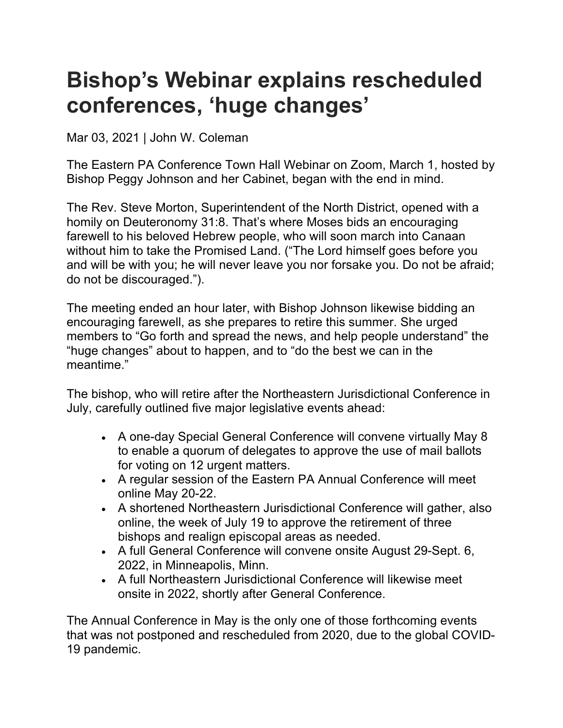# Bishop's Webinar explains rescheduled conferences, 'huge changes'

Mar 03, 2021 | John W. Coleman

The Eastern PA Conference Town Hall Webinar on Zoom, March 1, hosted by Bishop Peggy Johnson and her Cabinet, began with the end in mind.

The Rev. Steve Morton, Superintendent of the North District, opened with a homily on Deuteronomy 31:8. That's where Moses bids an encouraging farewell to his beloved Hebrew people, who will soon march into Canaan without him to take the Promised Land. ("The Lord himself goes before you and will be with you; he will never leave you nor forsake you. Do not be afraid; do not be discouraged.").

The meeting ended an hour later, with Bishop Johnson likewise bidding an encouraging farewell, as she prepares to retire this summer. She urged members to "Go forth and spread the news, and help people understand" the "huge changes" about to happen, and to "do the best we can in the meantime."

The bishop, who will retire after the Northeastern Jurisdictional Conference in July, carefully outlined five major legislative events ahead:

- A one-day Special General Conference will convene virtually May 8 to enable a quorum of delegates to approve the use of mail ballots for voting on 12 urgent matters.
- A regular session of the Eastern PA Annual Conference will meet online May 20-22.
- A shortened Northeastern Jurisdictional Conference will gather, also online, the week of July 19 to approve the retirement of three bishops and realign episcopal areas as needed.
- A full General Conference will convene onsite August 29-Sept. 6, 2022, in Minneapolis, Minn.
- A full Northeastern Jurisdictional Conference will likewise meet onsite in 2022, shortly after General Conference.

The Annual Conference in May is the only one of those forthcoming events that was not postponed and rescheduled from 2020, due to the global COVID-19 pandemic.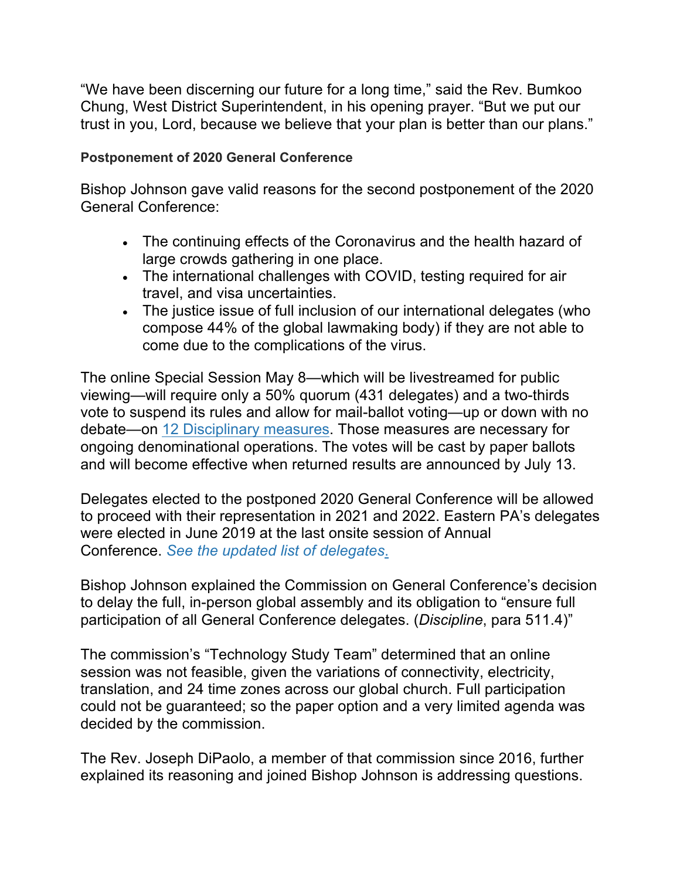"We have been discerning our future for a long time," said the Rev. Bumkoo Chung, West District Superintendent, in his opening prayer. "But we put our trust in you, Lord, because we believe that your plan is better than our plans."

#### **Postponement of 2020 General Conference**

Bishop Johnson gave valid reasons for the second postponement of the 2020 General Conference:

- The continuing effects of the Coronavirus and the health hazard of large crowds gathering in one place.
- The international challenges with COVID, testing required for air travel, and visa uncertainties.
- The justice issue of full inclusion of our international delegates (who compose 44% of the global lawmaking body) if they are not able to come due to the complications of the virus.

The online Special Session May 8—which will be livestreamed for public viewing—will require only a 50% quorum (431 delegates) and a two-thirds vote to suspend its rules and allow for mail-ballot voting—up or down with no debate—on 12 Disciplinary measures. Those measures are necessary for ongoing denominational operations. The votes will be cast by paper ballots and will become effective when returned results are announced by July 13.

Delegates elected to the postponed 2020 General Conference will be allowed to proceed with their representation in 2021 and 2022. Eastern PA's delegates were elected in June 2019 at the last onsite session of Annual Conference. *See the updated list of delegates.*

Bishop Johnson explained the Commission on General Conference's decision to delay the full, in-person global assembly and its obligation to "ensure full participation of all General Conference delegates. (*Discipline*, para 511.4)"

The commission's "Technology Study Team" determined that an online session was not feasible, given the variations of connectivity, electricity, translation, and 24 time zones across our global church. Full participation could not be guaranteed; so the paper option and a very limited agenda was decided by the commission.

The Rev. Joseph DiPaolo, a member of that commission since 2016, further explained its reasoning and joined Bishop Johnson is addressing questions.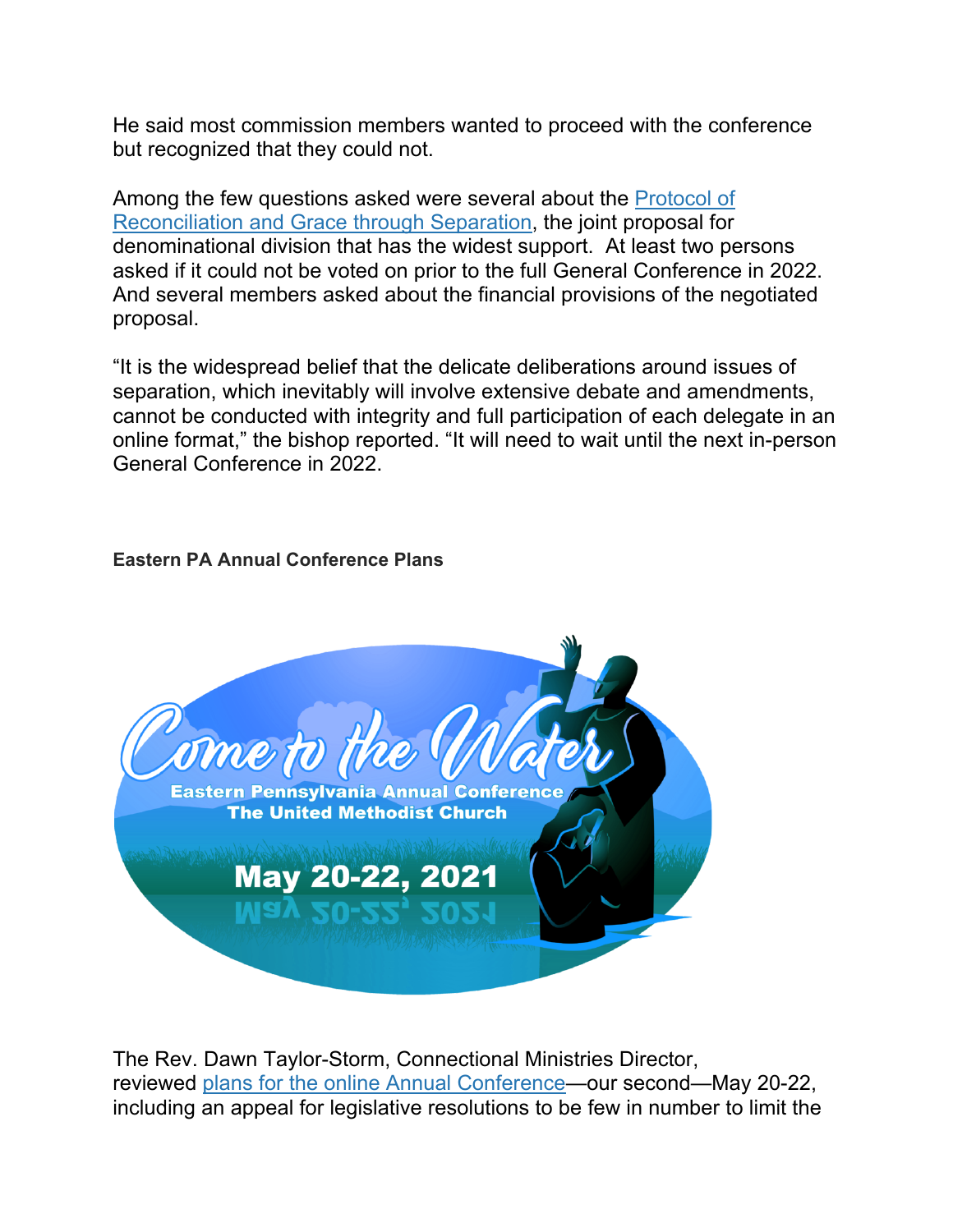He said most commission members wanted to proceed with the conference but recognized that they could not.

Among the few questions asked were several about the [Protocol of Reconciliation and Grace through Separation](), the joint proposal for denominational division that has the widest support.  At least two persons asked if it could not be voted on prior to the full General Conference in 2022. And several members asked about the financial provisions of the negotiated proposal.

"It is the widespread belief that the delicate deliberations around issues of separation, which inevitably will involve extensive debate and amendments, cannot be conducted with integrity and full participation of each delegate in an online format," the bishop reported. "It will need to wait until the next in-person General Conference in 2022.

**Eastern PA Annual Conference Plans**

Come to the Water
Eastern Pennsylvania Annual Conference
The United Methodist Church
May 20-22, 2021

The Rev. Dawn Taylor-Storm, Connectional Ministries Director, reviewed [plans for the online Annual Conference]()—our second—May 20-22, including an appeal for legislative resolutions to be few in number to limit the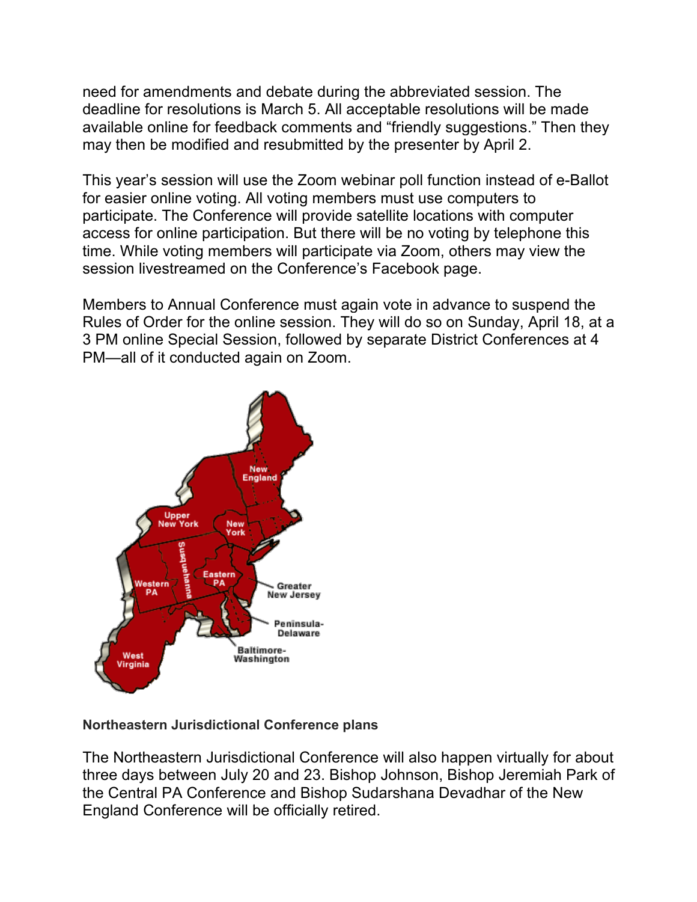need for amendments and debate during the abbreviated session. The deadline for resolutions is March 5. All acceptable resolutions will be made available online for feedback comments and "friendly suggestions." Then they may then be modified and resubmitted by the presenter by April 2.

This year's session will use the Zoom webinar poll function instead of e-Ballot for easier online voting. All voting members must use computers to participate. The Conference will provide satellite locations with computer access for online participation. But there will be no voting by telephone this time. While voting members will participate via Zoom, others may view the session livestreamed on the Conference's Facebook page.

Members to Annual Conference must again vote in advance to suspend the Rules of Order for the online session. They will do so on Sunday, April 18, at a 3 PM online Special Session, followed by separate District Conferences at 4 PM—all of it conducted again on Zoom.

**Northeastern Jurisdictional Conference plans**

The Northeastern Jurisdictional Conference will also happen virtually for about three days between July 20 and 23. Bishop Johnson, Bishop Jeremiah Park of the Central PA Conference and Bishop Sudarshana Devadhar of the New England Conference will be officially retired.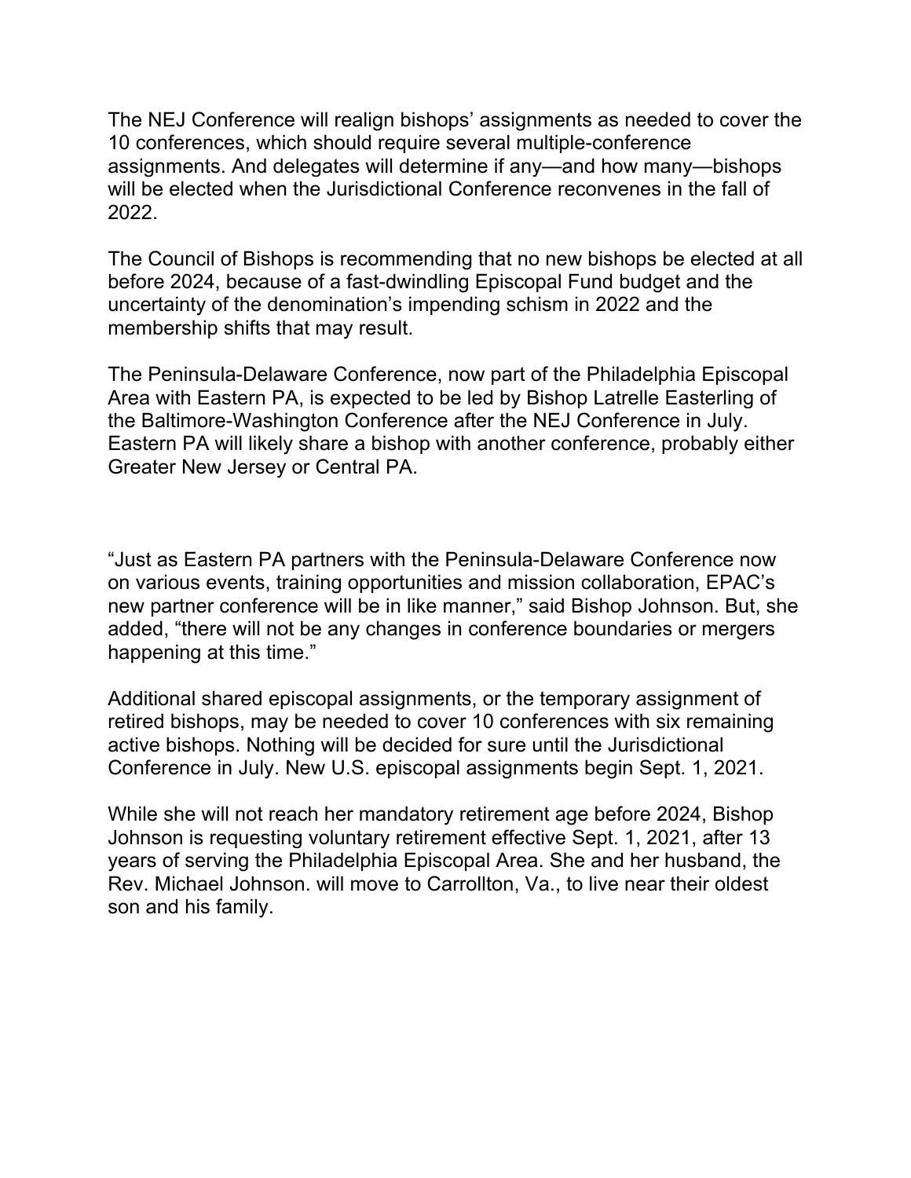The NEJ Conference will realign bishops' assignments as needed to cover the 10 conferences, which should require several multiple-conference assignments. And delegates will determine if any—and how many—bishops will be elected when the Jurisdictional Conference reconvenes in the fall of 2022.

The Council of Bishops is recommending that no new bishops be elected at all before 2024, because of a fast-dwindling Episcopal Fund budget and the uncertainty of the denomination's impending schism in 2022 and the membership shifts that may result.

The Peninsula-Delaware Conference, now part of the Philadelphia Episcopal Area with Eastern PA, is expected to be led by Bishop Latrelle Easterling of the Baltimore-Washington Conference after the NEJ Conference in July. Eastern PA will likely share a bishop with another conference, probably either Greater New Jersey or Central PA.

"Just as Eastern PA partners with the Peninsula-Delaware Conference now on various events, training opportunities and mission collaboration, EPAC's new partner conference will be in like manner," said Bishop Johnson. But, she added, "there will not be any changes in conference boundaries or mergers happening at this time."

Additional shared episcopal assignments, or the temporary assignment of retired bishops, may be needed to cover 10 conferences with six remaining active bishops. Nothing will be decided for sure until the Jurisdictional Conference in July. New U.S. episcopal assignments begin Sept. 1, 2021.

While she will not reach her mandatory retirement age before 2024, Bishop Johnson is requesting voluntary retirement effective Sept. 1, 2021, after 13 years of serving the Philadelphia Episcopal Area. She and her husband, the Rev. Michael Johnson. will move to Carrollton, Va., to live near their oldest son and his family.